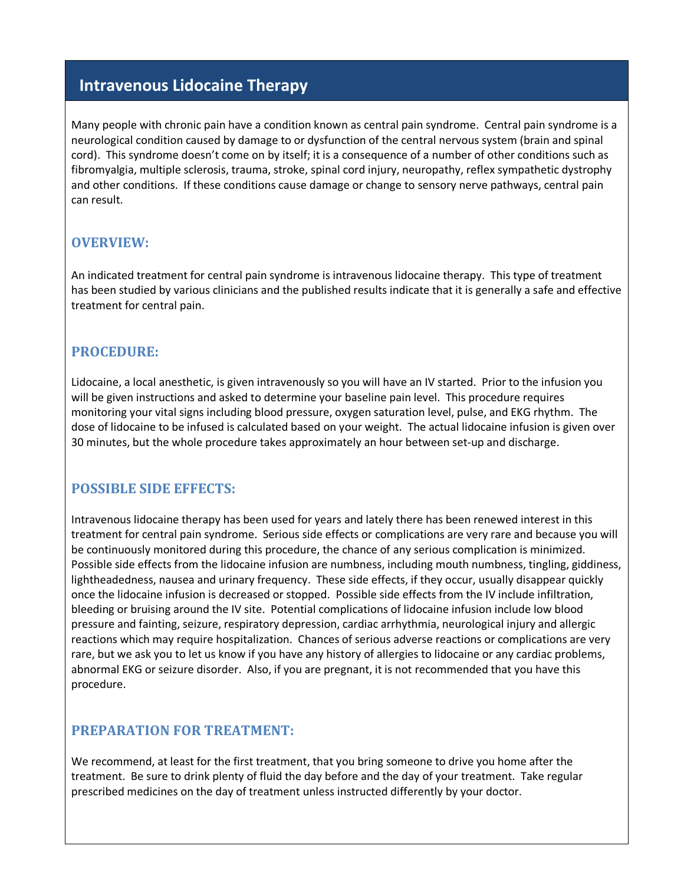# Intravenous Lidocaine Therapy

Many people with chronic pain have a condition known as central pain syndrome. Central pain syndrome is a neurological condition caused by damage to or dysfunction of the central nervous system (brain and spinal cord). This syndrome doesn't come on by itself; it is a consequence of a number of other conditions such as fibromyalgia, multiple sclerosis, trauma, stroke, spinal cord injury, neuropathy, reflex sympathetic dystrophy and other conditions. If these conditions cause damage or change to sensory nerve pathways, central pain can result.

## OVERVIEW:

An indicated treatment for central pain syndrome is intravenous lidocaine therapy. This type of treatment has been studied by various clinicians and the published results indicate that it is generally a safe and effective treatment for central pain.

## PROCEDURE:

Lidocaine, a local anesthetic, is given intravenously so you will have an IV started. Prior to the infusion you will be given instructions and asked to determine your baseline pain level. This procedure requires monitoring your vital signs including blood pressure, oxygen saturation level, pulse, and EKG rhythm. The dose of lidocaine to be infused is calculated based on your weight. The actual lidocaine infusion is given over 30 minutes, but the whole procedure takes approximately an hour between set-up and discharge.

## POSSIBLE SIDE EFFECTS:

Intravenous lidocaine therapy has been used for years and lately there has been renewed interest in this treatment for central pain syndrome. Serious side effects or complications are very rare and because you will be continuously monitored during this procedure, the chance of any serious complication is minimized. Possible side effects from the lidocaine infusion are numbness, including mouth numbness, tingling, giddiness, lightheadedness, nausea and urinary frequency. These side effects, if they occur, usually disappear quickly once the lidocaine infusion is decreased or stopped. Possible side effects from the IV include infiltration, bleeding or bruising around the IV site. Potential complications of lidocaine infusion include low blood pressure and fainting, seizure, respiratory depression, cardiac arrhythmia, neurological injury and allergic reactions which may require hospitalization. Chances of serious adverse reactions or complications are very rare, but we ask you to let us know if you have any history of allergies to lidocaine or any cardiac problems, abnormal EKG or seizure disorder. Also, if you are pregnant, it is not recommended that you have this procedure.

## PREPARATION FOR TREATMENT:

We recommend, at least for the first treatment, that you bring someone to drive you home after the treatment. Be sure to drink plenty of fluid the day before and the day of your treatment. Take regular prescribed medicines on the day of treatment unless instructed differently by your doctor.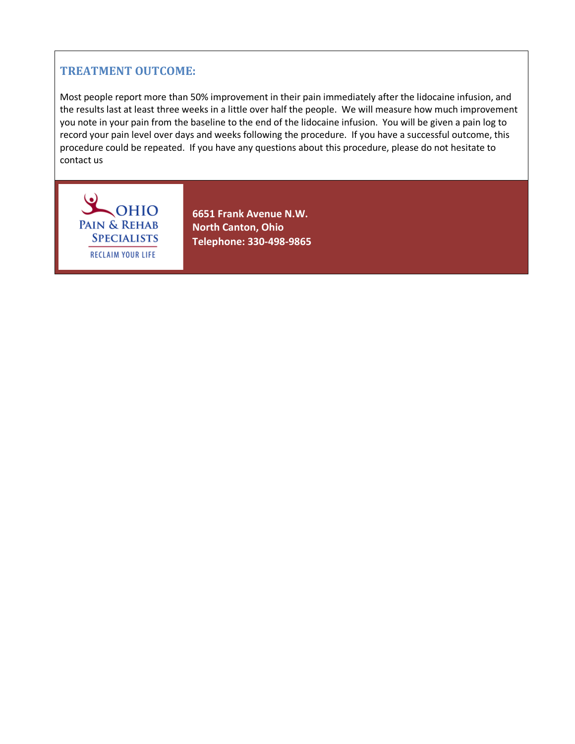## TREATMENT OUTCOME:

Most people report more than 50% improvement in their pain immediately after the lidocaine infusion, and the results last at least three weeks in a little over half the people. We will measure how much improvement you note in your pain from the baseline to the end of the lidocaine infusion. You will be given a pain log to record your pain level over days and weeks following the procedure. If you have a successful outcome, this procedure could be repeated. If you have any questions about this procedure, please do not hesitate to contact us

OHIO
PAIN & REHAB
SPECIALISTS
RECLAIM YOUR LIFE

**6651 Frank Avenue N.W.**
**North Canton, Ohio**
**Telephone: 330-498-9865**